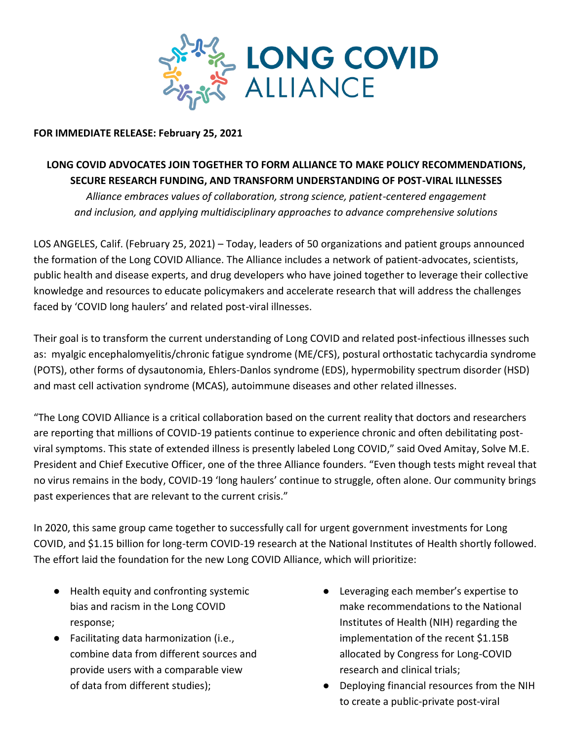**LONG COVID ALLIANCE**

**FOR IMMEDIATE RELEASE: February 25, 2021**

# LONG COVID ADVOCATES JOIN TOGETHER TO FORM ALLIANCE TO MAKE POLICY RECOMMENDATIONS, SECURE RESEARCH FUNDING, AND TRANSFORM UNDERSTANDING OF POST-VIRAL ILLNESSES

*Alliance embraces values of collaboration, strong science, patient-centered engagement and inclusion, and applying multidisciplinary approaches to advance comprehensive solutions*

LOS ANGELES, Calif. (February 25, 2021) – Today, leaders of 50 organizations and patient groups announced the formation of the Long COVID Alliance. The Alliance includes a network of patient-advocates, scientists, public health and disease experts, and drug developers who have joined together to leverage their collective knowledge and resources to educate policymakers and accelerate research that will address the challenges faced by 'COVID long haulers' and related post-viral illnesses.

Their goal is to transform the current understanding of Long COVID and related post-infectious illnesses such as: myalgic encephalomyelitis/chronic fatigue syndrome (ME/CFS), postural orthostatic tachycardia syndrome (POTS), other forms of dysautonomia, Ehlers-Danlos syndrome (EDS), hypermobility spectrum disorder (HSD) and mast cell activation syndrome (MCAS), autoimmune diseases and other related illnesses.

"The Long COVID Alliance is a critical collaboration based on the current reality that doctors and researchers are reporting that millions of COVID-19 patients continue to experience chronic and often debilitating post-viral symptoms. This state of extended illness is presently labeled Long COVID," said Oved Amitay, Solve M.E. President and Chief Executive Officer, one of the three Alliance founders. "Even though tests might reveal that no virus remains in the body, COVID-19 'long haulers' continue to struggle, often alone. Our community brings past experiences that are relevant to the current crisis."

In 2020, this same group came together to successfully call for urgent government investments for Long COVID, and $1.15 billion for long-term COVID-19 research at the National Institutes of Health shortly followed. The effort laid the foundation for the new Long COVID Alliance, which will prioritize:

- Health equity and confronting systemic bias and racism in the Long COVID response;
- Facilitating data harmonization (i.e., combine data from different sources and provide users with a comparable view of data from different studies);
- Leveraging each member's expertise to make recommendations to the National Institutes of Health (NIH) regarding the implementation of the recent $1.15B allocated by Congress for Long-COVID research and clinical trials;
- Deploying financial resources from the NIH to create a public-private post-viral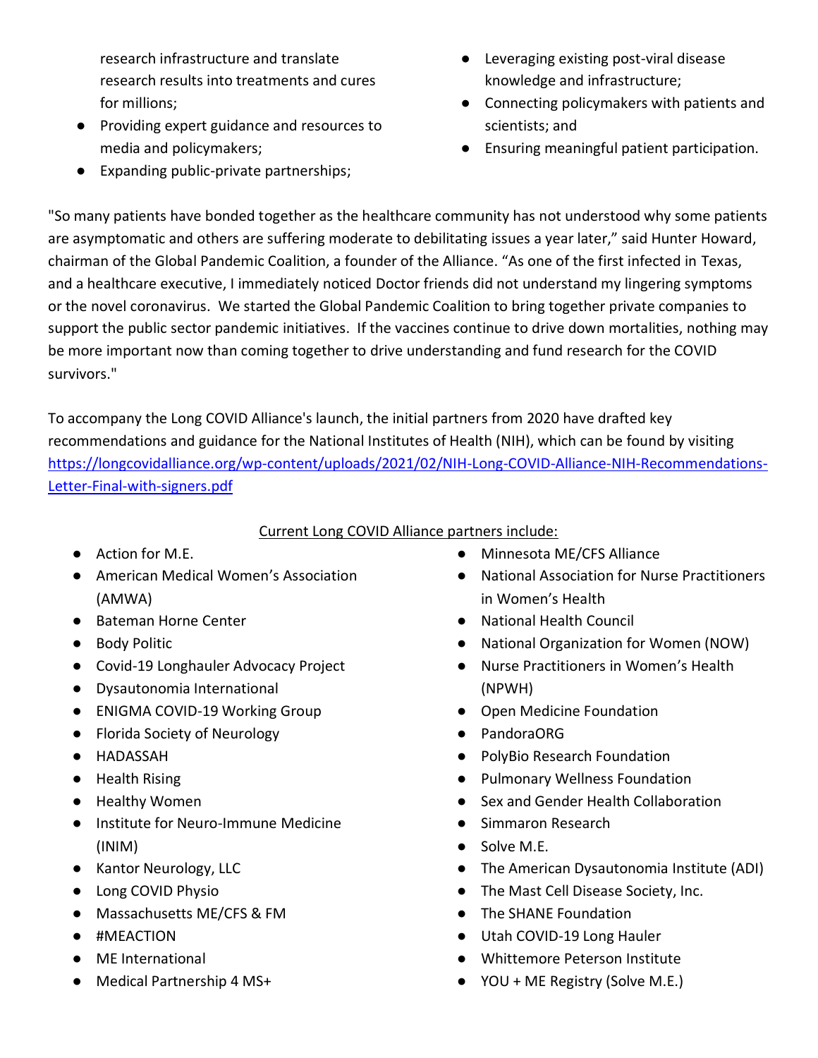research infrastructure and translate research results into treatments and cures for millions;

- Providing expert guidance and resources to media and policymakers;
- Expanding public-private partnerships;
- Leveraging existing post-viral disease knowledge and infrastructure;
- Connecting policymakers with patients and scientists; and
- Ensuring meaningful patient participation.

"So many patients have bonded together as the healthcare community has not understood why some patients are asymptomatic and others are suffering moderate to debilitating issues a year later," said Hunter Howard, chairman of the Global Pandemic Coalition, a founder of the Alliance. "As one of the first infected in Texas, and a healthcare executive, I immediately noticed Doctor friends did not understand my lingering symptoms or the novel coronavirus. We started the Global Pandemic Coalition to bring together private companies to support the public sector pandemic initiatives. If the vaccines continue to drive down mortalities, nothing may be more important now than coming together to drive understanding and fund research for the COVID survivors."

To accompany the Long COVID Alliance's launch, the initial partners from 2020 have drafted key recommendations and guidance for the National Institutes of Health (NIH), which can be found by visiting [https://longcovidalliance.org/wp-content/uploads/2021/02/NIH-Long-COVID-Alliance-NIH-Recommendations-Letter-Final-with-signers.pdf](https://longcovidalliance.org/wp-content/uploads/2021/02/NIH-Long-COVID-Alliance-NIH-Recommendations-Letter-Final-with-signers.pdf)

Current Long COVID Alliance partners include:

- Action for M.E.
- American Medical Women's Association (AMWA)
- Bateman Horne Center
- Body Politic
- Covid-19 Longhauler Advocacy Project
- Dysautonomia International
- ENIGMA COVID-19 Working Group
- Florida Society of Neurology
- HADASSAH
- Health Rising
- Healthy Women
- Institute for Neuro-Immune Medicine (INIM)
- Kantor Neurology, LLC
- Long COVID Physio
- Massachusetts ME/CFS & FM
- #MEACTION
- ME International
- Medical Partnership 4 MS+
- Minnesota ME/CFS Alliance
- National Association for Nurse Practitioners in Women's Health
- National Health Council
- National Organization for Women (NOW)
- Nurse Practitioners in Women's Health (NPWH)
- Open Medicine Foundation
- PandoraORG
- PolyBio Research Foundation
- Pulmonary Wellness Foundation
- Sex and Gender Health Collaboration
- Simmaron Research
- Solve M.E.
- The American Dysautonomia Institute (ADI)
- The Mast Cell Disease Society, Inc.
- The SHANE Foundation
- Utah COVID-19 Long Hauler
- Whittemore Peterson Institute
- YOU + ME Registry (Solve M.E.)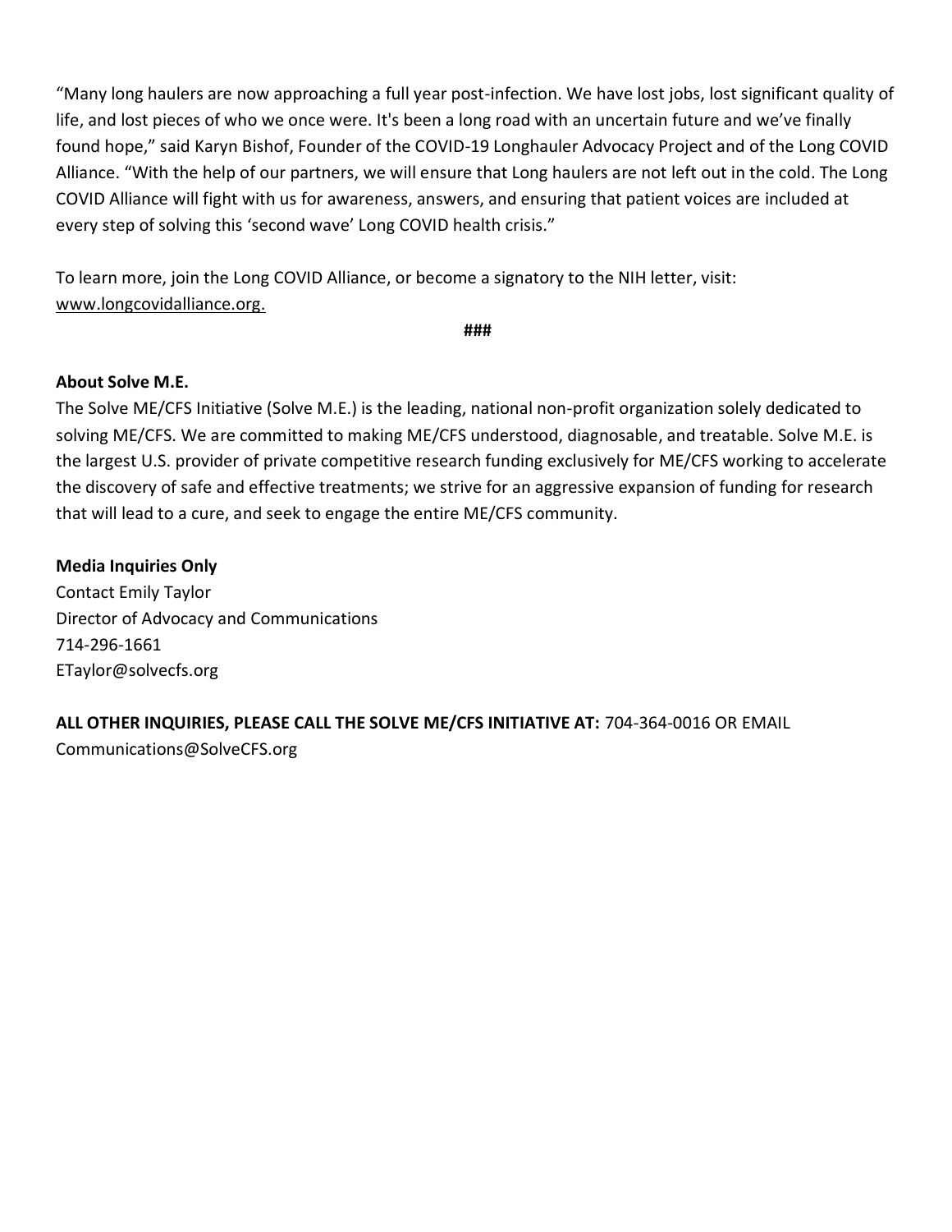"Many long haulers are now approaching a full year post-infection. We have lost jobs, lost significant quality of life, and lost pieces of who we once were. It's been a long road with an uncertain future and we've finally found hope," said Karyn Bishof, Founder of the COVID-19 Longhauler Advocacy Project and of the Long COVID Alliance. "With the help of our partners, we will ensure that Long haulers are not left out in the cold. The Long COVID Alliance will fight with us for awareness, answers, and ensuring that patient voices are included at every step of solving this 'second wave' Long COVID health crisis."

To learn more, join the Long COVID Alliance, or become a signatory to the NIH letter, visit: www.longcovidalliance.org.

###

**About Solve M.E.**

The Solve ME/CFS Initiative (Solve M.E.) is the leading, national non-profit organization solely dedicated to solving ME/CFS. We are committed to making ME/CFS understood, diagnosable, and treatable. Solve M.E. is the largest U.S. provider of private competitive research funding exclusively for ME/CFS working to accelerate the discovery of safe and effective treatments; we strive for an aggressive expansion of funding for research that will lead to a cure, and seek to engage the entire ME/CFS community.

**Media Inquiries Only**

Contact Emily Taylor
Director of Advocacy and Communications
714-296-1661
ETaylor@solvecfs.org

**ALL OTHER INQUIRIES, PLEASE CALL THE SOLVE ME/CFS INITIATIVE AT:** 704-364-0016 OR EMAIL Communications@SolveCFS.org